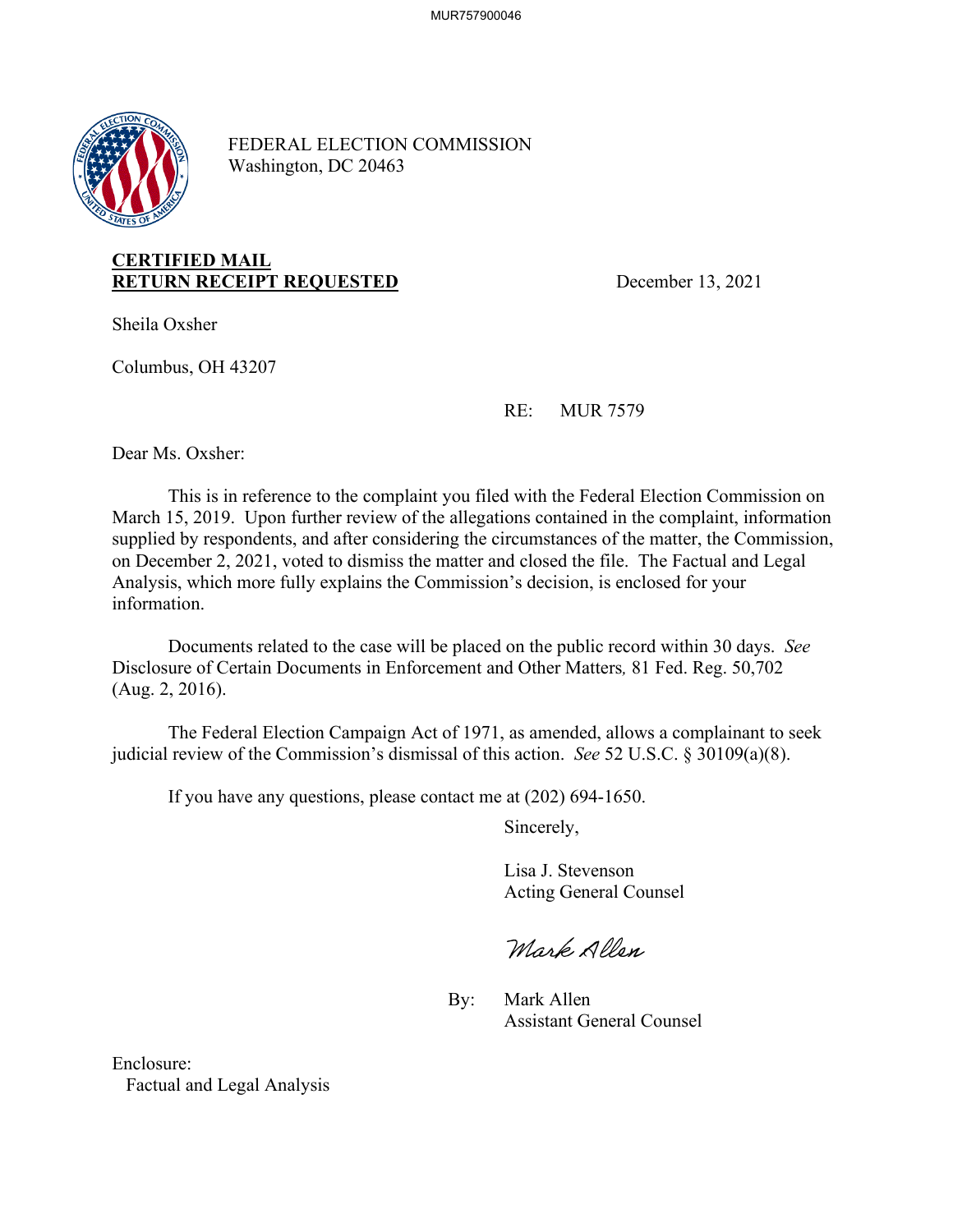FEDERAL ELECTION COMMISSION
Washington, DC 20463

**CERTIFIED MAIL**
**RETURN RECEIPT REQUESTED**

December 13, 2021

Sheila Oxsher

Columbus, OH 43207

RE: MUR 7579

Dear Ms. Oxsher:

This is in reference to the complaint you filed with the Federal Election Commission on March 15, 2019. Upon further review of the allegations contained in the complaint, information supplied by respondents, and after considering the circumstances of the matter, the Commission, on December 2, 2021, voted to dismiss the matter and closed the file. The Factual and Legal Analysis, which more fully explains the Commission's decision, is enclosed for your information.

Documents related to the case will be placed on the public record within 30 days. *See* Disclosure of Certain Documents in Enforcement and Other Matters*,* 81 Fed. Reg. 50,702 (Aug. 2, 2016).

The Federal Election Campaign Act of 1971, as amended, allows a complainant to seek judicial review of the Commission's dismissal of this action. *See* 52 U.S.C. § 30109(a)(8).

If you have any questions, please contact me at (202) 694-1650.

Sincerely,

Lisa J. Stevenson
Acting General Counsel

*Mark Allen*

By: Mark Allen
Assistant General Counsel

Enclosure:
Factual and Legal Analysis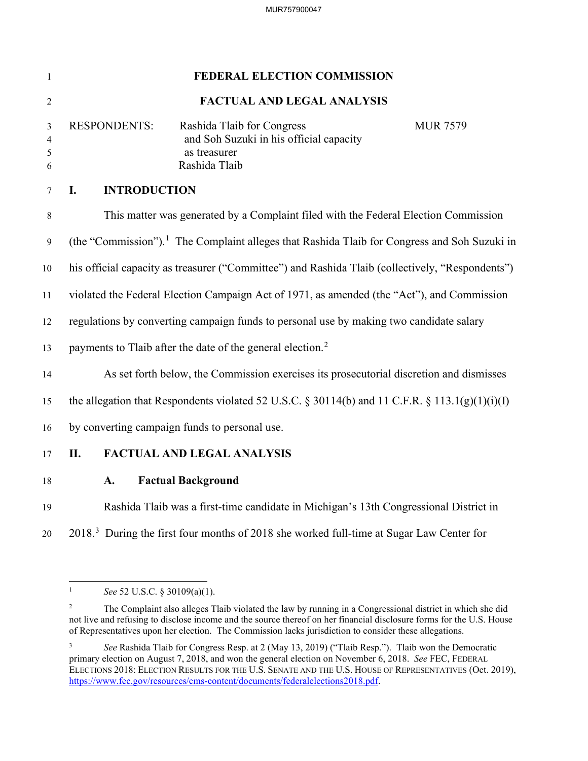# FEDERAL ELECTION COMMISSION

## FACTUAL AND LEGAL ANALYSIS

| | | |
|---|---|---|
| RESPONDENTS: | Rashida Tlaib for Congress and Soh Suzuki in his official capacity as treasurer | MUR 7579 |
| | Rashida Tlaib | |

## I. INTRODUCTION

This matter was generated by a Complaint filed with the Federal Election Commission (the "Commission").[1] The Complaint alleges that Rashida Tlaib for Congress and Soh Suzuki in his official capacity as treasurer ("Committee") and Rashida Tlaib (collectively, "Respondents") violated the Federal Election Campaign Act of 1971, as amended (the "Act"), and Commission regulations by converting campaign funds to personal use by making two candidate salary payments to Tlaib after the date of the general election.[2]

As set forth below, the Commission exercises its prosecutorial discretion and dismisses the allegation that Respondents violated 52 U.S.C. § 30114(b) and 11 C.F.R. § 113.1(g)(1)(i)(I) by converting campaign funds to personal use.

## II. FACTUAL AND LEGAL ANALYSIS

### A. Factual Background

Rashida Tlaib was a first-time candidate in Michigan's 13th Congressional District in 2018.[3] During the first four months of 2018 she worked full-time at Sugar Law Center for

---

[1] *See* 52 U.S.C. § 30109(a)(1).

[2] The Complaint also alleges Tlaib violated the law by running in a Congressional district in which she did not live and refusing to disclose income and the source thereof on her financial disclosure forms for the U.S. House of Representatives upon her election. The Commission lacks jurisdiction to consider these allegations.

[3] *See* Rashida Tlaib for Congress Resp. at 2 (May 13, 2019) ("Tlaib Resp."). Tlaib won the Democratic primary election on August 7, 2018, and won the general election on November 6, 2018. *See* FEC, FEDERAL ELECTIONS 2018: ELECTION RESULTS FOR THE U.S. SENATE AND THE U.S. HOUSE OF REPRESENTATIVES (Oct. 2019), https://www.fec.gov/resources/cms-content/documents/federalelections2018.pdf.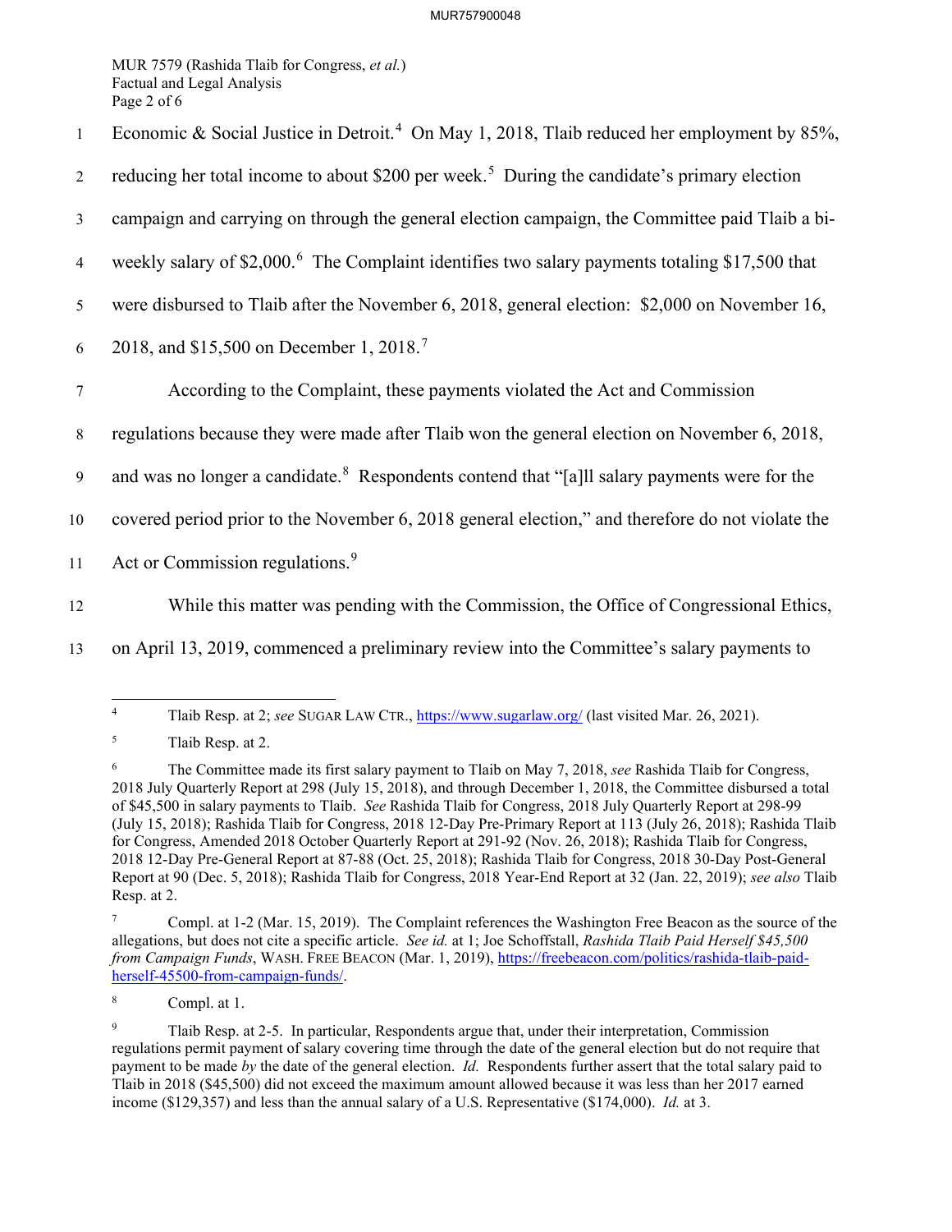Economic & Social Justice in Detroit.[4] On May 1, 2018, Tlaib reduced her employment by 85%, reducing her total income to about $200 per week.[5] During the candidate's primary election campaign and carrying on through the general election campaign, the Committee paid Tlaib a bi-weekly salary of $2,000.[6] The Complaint identifies two salary payments totaling $17,500 that were disbursed to Tlaib after the November 6, 2018, general election: $2,000 on November 16, 2018, and $15,500 on December 1, 2018.[7]

According to the Complaint, these payments violated the Act and Commission regulations because they were made after Tlaib won the general election on November 6, 2018, and was no longer a candidate.[8] Respondents contend that "[a]ll salary payments were for the covered period prior to the November 6, 2018 general election," and therefore do not violate the Act or Commission regulations.[9]

While this matter was pending with the Commission, the Office of Congressional Ethics, on April 13, 2019, commenced a preliminary review into the Committee's salary payments to

---

[4] Tlaib Resp. at 2; *see* SUGAR LAW CTR., https://www.sugarlaw.org/ (last visited Mar. 26, 2021).

[5] Tlaib Resp. at 2.

[6] The Committee made its first salary payment to Tlaib on May 7, 2018, *see* Rashida Tlaib for Congress, 2018 July Quarterly Report at 298 (July 15, 2018), and through December 1, 2018, the Committee disbursed a total of $45,500 in salary payments to Tlaib. *See* Rashida Tlaib for Congress, 2018 July Quarterly Report at 298-99 (July 15, 2018); Rashida Tlaib for Congress, 2018 12-Day Pre-Primary Report at 113 (July 26, 2018); Rashida Tlaib for Congress, Amended 2018 October Quarterly Report at 291-92 (Nov. 26, 2018); Rashida Tlaib for Congress, 2018 12-Day Pre-General Report at 87-88 (Oct. 25, 2018); Rashida Tlaib for Congress, 2018 30-Day Post-General Report at 90 (Dec. 5, 2018); Rashida Tlaib for Congress, 2018 Year-End Report at 32 (Jan. 22, 2019); *see also* Tlaib Resp. at 2.

[7] Compl. at 1-2 (Mar. 15, 2019). The Complaint references the Washington Free Beacon as the source of the allegations, but does not cite a specific article. *See id.* at 1; Joe Schoffstall, *Rashida Tlaib Paid Herself $45,500 from Campaign Funds*, WASH. FREE BEACON (Mar. 1, 2019), https://freebeacon.com/politics/rashida-tlaib-paid-herself-45500-from-campaign-funds/.

[8] Compl. at 1.

[9] Tlaib Resp. at 2-5. In particular, Respondents argue that, under their interpretation, Commission regulations permit payment of salary covering time through the date of the general election but do not require that payment to be made *by* the date of the general election. *Id.* Respondents further assert that the total salary paid to Tlaib in 2018 ($45,500) did not exceed the maximum amount allowed because it was less than her 2017 earned income ($129,357) and less than the annual salary of a U.S. Representative ($174,000). *Id.* at 3.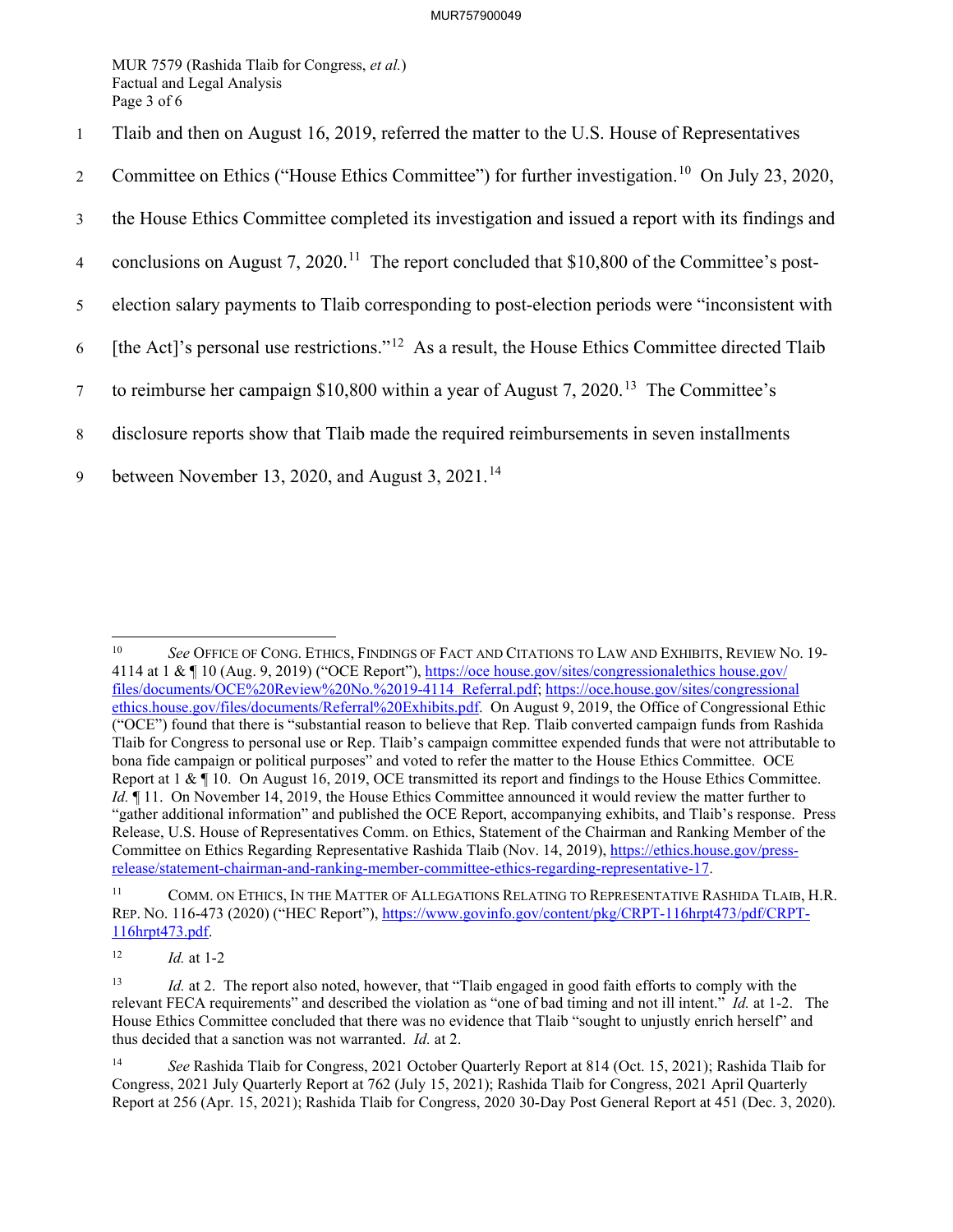Tlaib and then on August 16, 2019, referred the matter to the U.S. House of Representatives Committee on Ethics ("House Ethics Committee") for further investigation.[10] On July 23, 2020, the House Ethics Committee completed its investigation and issued a report with its findings and conclusions on August 7, 2020.[11] The report concluded that $10,800 of the Committee's post-election salary payments to Tlaib corresponding to post-election periods were "inconsistent with [the Act]'s personal use restrictions."[12] As a result, the House Ethics Committee directed Tlaib to reimburse her campaign $10,800 within a year of August 7, 2020.[13] The Committee's disclosure reports show that Tlaib made the required reimbursements in seven installments between November 13, 2020, and August 3, 2021.[14]

---

[10] *See* OFFICE OF CONG. ETHICS, FINDINGS OF FACT AND CITATIONS TO LAW AND EXHIBITS, REVIEW NO. 19-4114 at 1 & ¶ 10 (Aug. 9, 2019) ("OCE Report"), https://oce house.gov/sites/congressionalethics house.gov/files/documents/OCE%20Review%20No.%2019-4114_Referral.pdf; https://oce.house.gov/sites/congressional ethics.house.gov/files/documents/Referral%20Exhibits.pdf. On August 9, 2019, the Office of Congressional Ethic ("OCE") found that there is "substantial reason to believe that Rep. Tlaib converted campaign funds from Rashida Tlaib for Congress to personal use or Rep. Tlaib's campaign committee expended funds that were not attributable to bona fide campaign or political purposes" and voted to refer the matter to the House Ethics Committee. OCE Report at 1 & ¶ 10. On August 16, 2019, OCE transmitted its report and findings to the House Ethics Committee. *Id.* ¶ 11. On November 14, 2019, the House Ethics Committee announced it would review the matter further to "gather additional information" and published the OCE Report, accompanying exhibits, and Tlaib's response. Press Release, U.S. House of Representatives Comm. on Ethics, Statement of the Chairman and Ranking Member of the Committee on Ethics Regarding Representative Rashida Tlaib (Nov. 14, 2019), https://ethics.house.gov/press-release/statement-chairman-and-ranking-member-committee-ethics-regarding-representative-17.

[11] COMM. ON ETHICS, IN THE MATTER OF ALLEGATIONS RELATING TO REPRESENTATIVE RASHIDA TLAIB, H.R. REP. NO. 116-473 (2020) ("HEC Report"), https://www.govinfo.gov/content/pkg/CRPT-116hrpt473/pdf/CRPT-116hrpt473.pdf.

[12] *Id.* at 1-2

[13] *Id.* at 2. The report also noted, however, that "Tlaib engaged in good faith efforts to comply with the relevant FECA requirements" and described the violation as "one of bad timing and not ill intent." *Id.* at 1-2. The House Ethics Committee concluded that there was no evidence that Tlaib "sought to unjustly enrich herself" and thus decided that a sanction was not warranted. *Id.* at 2.

[14] *See* Rashida Tlaib for Congress, 2021 October Quarterly Report at 814 (Oct. 15, 2021); Rashida Tlaib for Congress, 2021 July Quarterly Report at 762 (July 15, 2021); Rashida Tlaib for Congress, 2021 April Quarterly Report at 256 (Apr. 15, 2021); Rashida Tlaib for Congress, 2020 30-Day Post General Report at 451 (Dec. 3, 2020).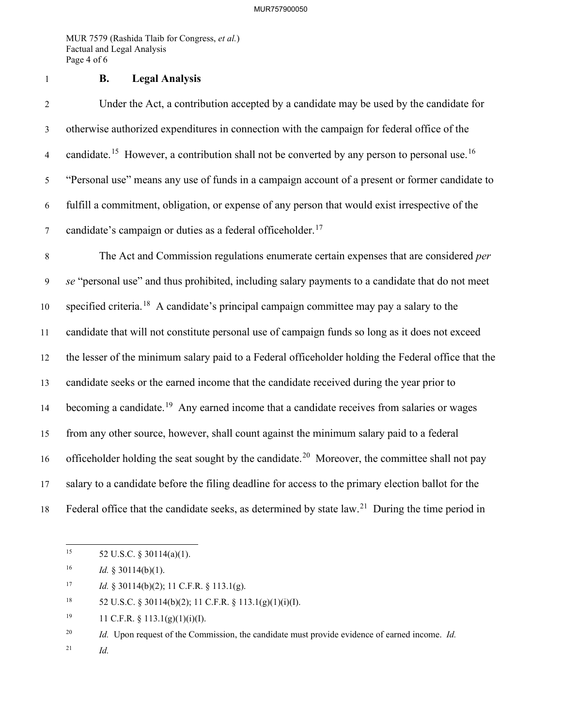### B. Legal Analysis

Under the Act, a contribution accepted by a candidate may be used by the candidate for otherwise authorized expenditures in connection with the campaign for federal office of the candidate.[15] However, a contribution shall not be converted by any person to personal use.[16] "Personal use" means any use of funds in a campaign account of a present or former candidate to fulfill a commitment, obligation, or expense of any person that would exist irrespective of the candidate's campaign or duties as a federal officeholder.[17]

The Act and Commission regulations enumerate certain expenses that are considered *per se* "personal use" and thus prohibited, including salary payments to a candidate that do not meet specified criteria.[18] A candidate's principal campaign committee may pay a salary to the candidate that will not constitute personal use of campaign funds so long as it does not exceed the lesser of the minimum salary paid to a Federal officeholder holding the Federal office that the candidate seeks or the earned income that the candidate received during the year prior to becoming a candidate.[19] Any earned income that a candidate receives from salaries or wages from any other source, however, shall count against the minimum salary paid to a federal officeholder holding the seat sought by the candidate.[20] Moreover, the committee shall not pay salary to a candidate before the filing deadline for access to the primary election ballot for the Federal office that the candidate seeks, as determined by state law.[21] During the time period in

---

[15] 52 U.S.C. § 30114(a)(1).

[16] *Id.* § 30114(b)(1).

[17] *Id.* § 30114(b)(2); 11 C.F.R. § 113.1(g).

[18] 52 U.S.C. § 30114(b)(2); 11 C.F.R. § 113.1(g)(1)(i)(I).

[19] 11 C.F.R. § 113.1(g)(1)(i)(I).

[20] *Id.* Upon request of the Commission, the candidate must provide evidence of earned income. *Id.*

[21] *Id.*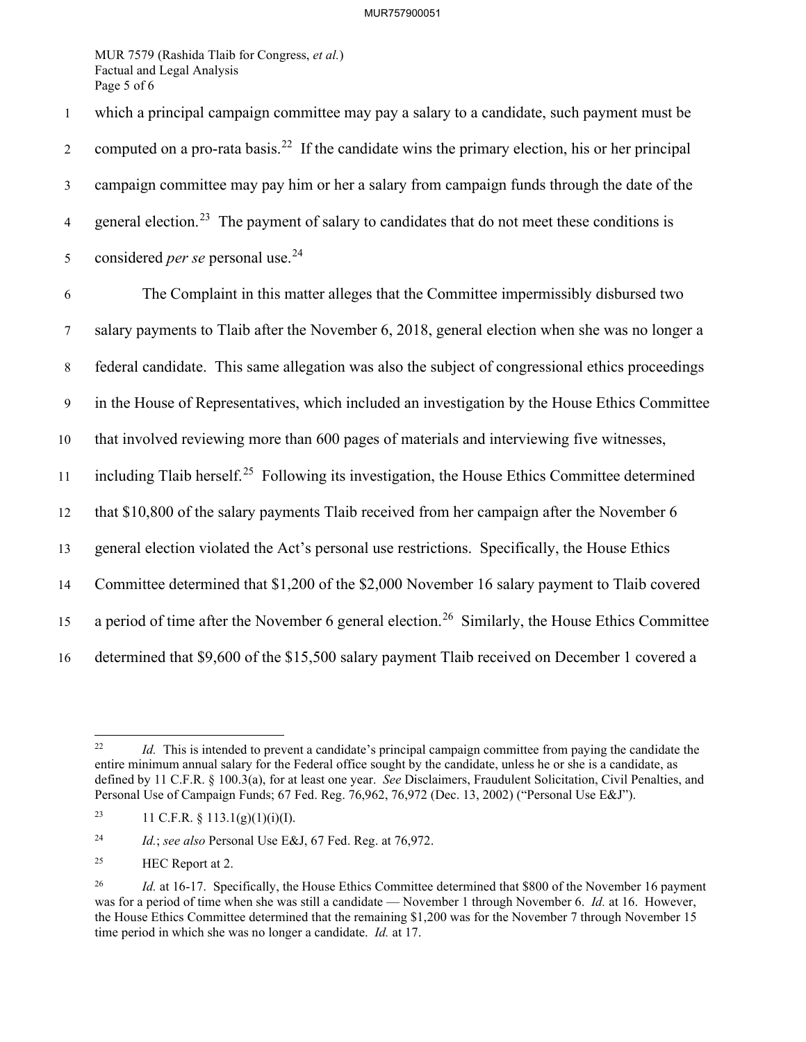which a principal campaign committee may pay a salary to a candidate, such payment must be computed on a pro-rata basis.[22] If the candidate wins the primary election, his or her principal campaign committee may pay him or her a salary from campaign funds through the date of the general election.[23] The payment of salary to candidates that do not meet these conditions is considered *per se* personal use.[24]

The Complaint in this matter alleges that the Committee impermissibly disbursed two salary payments to Tlaib after the November 6, 2018, general election when she was no longer a federal candidate. This same allegation was also the subject of congressional ethics proceedings in the House of Representatives, which included an investigation by the House Ethics Committee that involved reviewing more than 600 pages of materials and interviewing five witnesses, including Tlaib herself.[25] Following its investigation, the House Ethics Committee determined that $10,800 of the salary payments Tlaib received from her campaign after the November 6 general election violated the Act's personal use restrictions. Specifically, the House Ethics Committee determined that $1,200 of the $2,000 November 16 salary payment to Tlaib covered a period of time after the November 6 general election.[26] Similarly, the House Ethics Committee determined that $9,600 of the $15,500 salary payment Tlaib received on December 1 covered a

---

[22] *Id.* This is intended to prevent a candidate's principal campaign committee from paying the candidate the entire minimum annual salary for the Federal office sought by the candidate, unless he or she is a candidate, as defined by 11 C.F.R. § 100.3(a), for at least one year. *See* Disclaimers, Fraudulent Solicitation, Civil Penalties, and Personal Use of Campaign Funds; 67 Fed. Reg. 76,962, 76,972 (Dec. 13, 2002) ("Personal Use E&J").

[23] 11 C.F.R. § 113.1(g)(1)(i)(I).

[24] *Id.*; *see also* Personal Use E&J, 67 Fed. Reg. at 76,972.

[25] HEC Report at 2.

[26] *Id.* at 16-17. Specifically, the House Ethics Committee determined that $800 of the November 16 payment was for a period of time when she was still a candidate — November 1 through November 6. *Id.* at 16. However, the House Ethics Committee determined that the remaining $1,200 was for the November 7 through November 15 time period in which she was no longer a candidate. *Id.* at 17.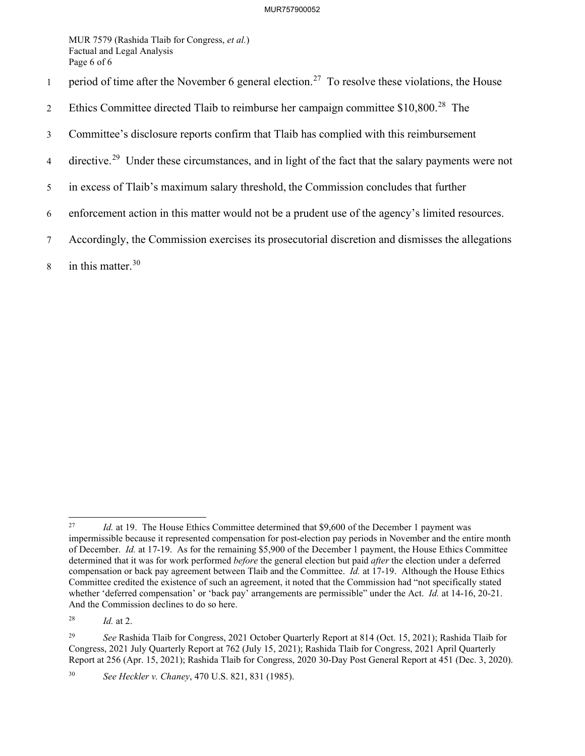period of time after the November 6 general election.[27] To resolve these violations, the House Ethics Committee directed Tlaib to reimburse her campaign committee $10,800.[28] The Committee's disclosure reports confirm that Tlaib has complied with this reimbursement directive.[29] Under these circumstances, and in light of the fact that the salary payments were not in excess of Tlaib's maximum salary threshold, the Commission concludes that further enforcement action in this matter would not be a prudent use of the agency's limited resources. Accordingly, the Commission exercises its prosecutorial discretion and dismisses the allegations in this matter.[30]

---

[27] *Id.* at 19. The House Ethics Committee determined that $9,600 of the December 1 payment was impermissible because it represented compensation for post-election pay periods in November and the entire month of December. *Id.* at 17-19. As for the remaining $5,900 of the December 1 payment, the House Ethics Committee determined that it was for work performed *before* the general election but paid *after* the election under a deferred compensation or back pay agreement between Tlaib and the Committee. *Id.* at 17-19. Although the House Ethics Committee credited the existence of such an agreement, it noted that the Commission had "not specifically stated whether 'deferred compensation' or 'back pay' arrangements are permissible" under the Act. *Id.* at 14-16, 20-21. And the Commission declines to do so here.

[28] *Id.* at 2.

[29] *See* Rashida Tlaib for Congress, 2021 October Quarterly Report at 814 (Oct. 15, 2021); Rashida Tlaib for Congress, 2021 July Quarterly Report at 762 (July 15, 2021); Rashida Tlaib for Congress, 2021 April Quarterly Report at 256 (Apr. 15, 2021); Rashida Tlaib for Congress, 2020 30-Day Post General Report at 451 (Dec. 3, 2020).

[30] *See Heckler v. Chaney*, 470 U.S. 821, 831 (1985).